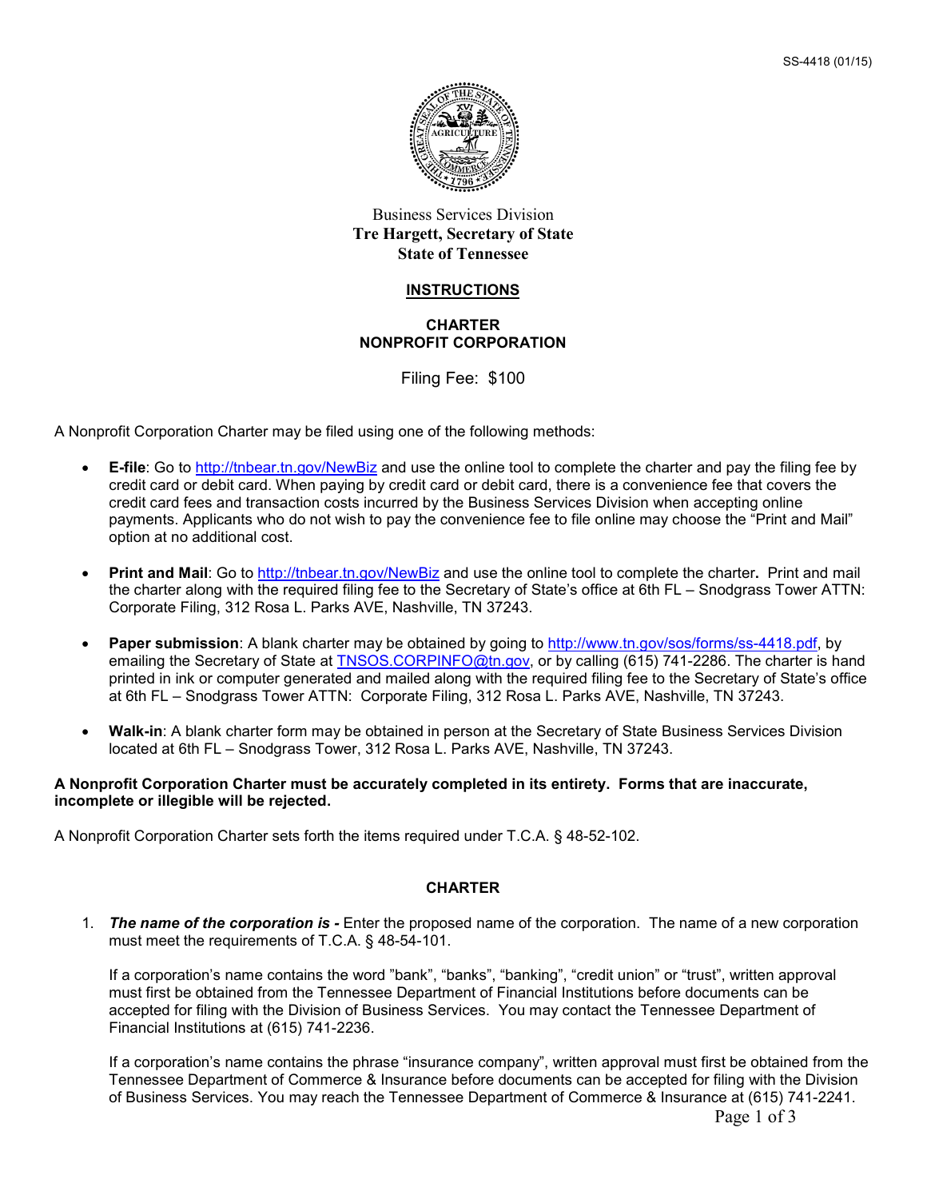SS-4418 (01/15)

Business Services Division
**Tre Hargett, Secretary of State**
**State of Tennessee**

# INSTRUCTIONS

## CHARTER
## NONPROFIT CORPORATION

Filing Fee: $100

A Nonprofit Corporation Charter may be filed using one of the following methods:

- **E-file**: Go to http://tnbear.tn.gov/NewBiz and use the online tool to complete the charter and pay the filing fee by credit card or debit card. When paying by credit card or debit card, there is a convenience fee that covers the credit card fees and transaction costs incurred by the Business Services Division when accepting online payments. Applicants who do not wish to pay the convenience fee to file online may choose the "Print and Mail" option at no additional cost.

- **Print and Mail**: Go to http://tnbear.tn.gov/NewBiz and use the online tool to complete the charter**.** Print and mail the charter along with the required filing fee to the Secretary of State's office at 6th FL – Snodgrass Tower ATTN: Corporate Filing, 312 Rosa L. Parks AVE, Nashville, TN 37243.

- **Paper submission**: A blank charter may be obtained by going to http://www.tn.gov/sos/forms/ss-4418.pdf, by emailing the Secretary of State at TNSOS.CORPINFO@tn.gov, or by calling (615) 741-2286. The charter is hand printed in ink or computer generated and mailed along with the required filing fee to the Secretary of State's office at 6th FL – Snodgrass Tower ATTN: Corporate Filing, 312 Rosa L. Parks AVE, Nashville, TN 37243.

- **Walk-in**: A blank charter form may be obtained in person at the Secretary of State Business Services Division located at 6th FL – Snodgrass Tower, 312 Rosa L. Parks AVE, Nashville, TN 37243.

**A Nonprofit Corporation Charter must be accurately completed in its entirety. Forms that are inaccurate, incomplete or illegible will be rejected.**

A Nonprofit Corporation Charter sets forth the items required under T.C.A. § 48-52-102.

## CHARTER

1. ***The name of the corporation is -*** Enter the proposed name of the corporation. The name of a new corporation must meet the requirements of T.C.A. § 48-54-101.

   If a corporation's name contains the word "bank", "banks", "banking", "credit union" or "trust", written approval must first be obtained from the Tennessee Department of Financial Institutions before documents can be accepted for filing with the Division of Business Services. You may contact the Tennessee Department of Financial Institutions at (615) 741-2236.

   If a corporation's name contains the phrase "insurance company", written approval must first be obtained from the Tennessee Department of Commerce & Insurance before documents can be accepted for filing with the Division of Business Services. You may reach the Tennessee Department of Commerce & Insurance at (615) 741-2241.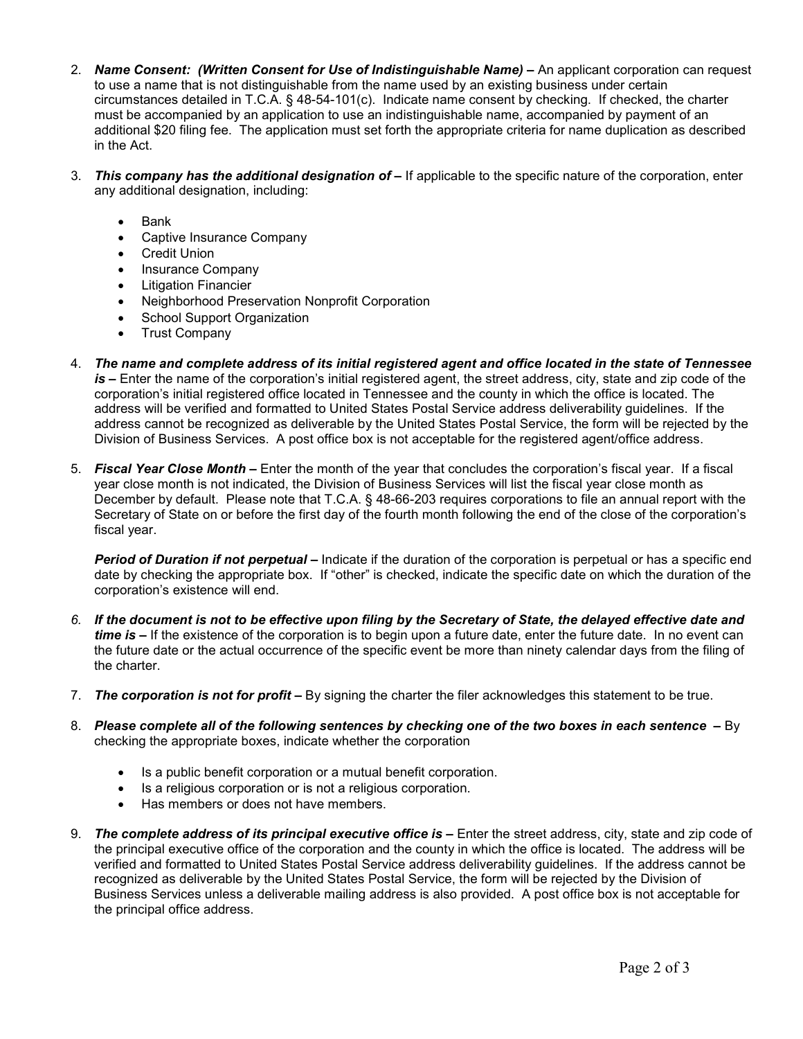2. ***Name Consent: (Written Consent for Use of Indistinguishable Name) –*** An applicant corporation can request to use a name that is not distinguishable from the name used by an existing business under certain circumstances detailed in T.C.A. § 48-54-101(c). Indicate name consent by checking. If checked, the charter must be accompanied by an application to use an indistinguishable name, accompanied by payment of an additional $20 filing fee. The application must set forth the appropriate criteria for name duplication as described in the Act.

3. ***This company has the additional designation of –*** If applicable to the specific nature of the corporation, enter any additional designation, including:

   - Bank
   - Captive Insurance Company
   - Credit Union
   - Insurance Company
   - Litigation Financier
   - Neighborhood Preservation Nonprofit Corporation
   - School Support Organization
   - Trust Company

4. ***The name and complete address of its initial registered agent and office located in the state of Tennessee is –*** Enter the name of the corporation's initial registered agent, the street address, city, state and zip code of the corporation's initial registered office located in Tennessee and the county in which the office is located. The address will be verified and formatted to United States Postal Service address deliverability guidelines. If the address cannot be recognized as deliverable by the United States Postal Service, the form will be rejected by the Division of Business Services. A post office box is not acceptable for the registered agent/office address.

5. ***Fiscal Year Close Month –*** Enter the month of the year that concludes the corporation's fiscal year. If a fiscal year close month is not indicated, the Division of Business Services will list the fiscal year close month as December by default. Please note that T.C.A. § 48-66-203 requires corporations to file an annual report with the Secretary of State on or before the first day of the fourth month following the end of the close of the corporation's fiscal year.

   ***Period of Duration if not perpetual –*** Indicate if the duration of the corporation is perpetual or has a specific end date by checking the appropriate box. If "other" is checked, indicate the specific date on which the duration of the corporation's existence will end.

6. ***If the document is not to be effective upon filing by the Secretary of State, the delayed effective date and time is –*** If the existence of the corporation is to begin upon a future date, enter the future date. In no event can the future date or the actual occurrence of the specific event be more than ninety calendar days from the filing of the charter.

7. ***The corporation is not for profit –*** By signing the charter the filer acknowledges this statement to be true.

8. ***Please complete all of the following sentences by checking one of the two boxes in each sentence –*** By checking the appropriate boxes, indicate whether the corporation

   - Is a public benefit corporation or a mutual benefit corporation.
   - Is a religious corporation or is not a religious corporation.
   - Has members or does not have members.

9. ***The complete address of its principal executive office is –*** Enter the street address, city, state and zip code of the principal executive office of the corporation and the county in which the office is located. The address will be verified and formatted to United States Postal Service address deliverability guidelines. If the address cannot be recognized as deliverable by the United States Postal Service, the form will be rejected by the Division of Business Services unless a deliverable mailing address is also provided. A post office box is not acceptable for the principal office address.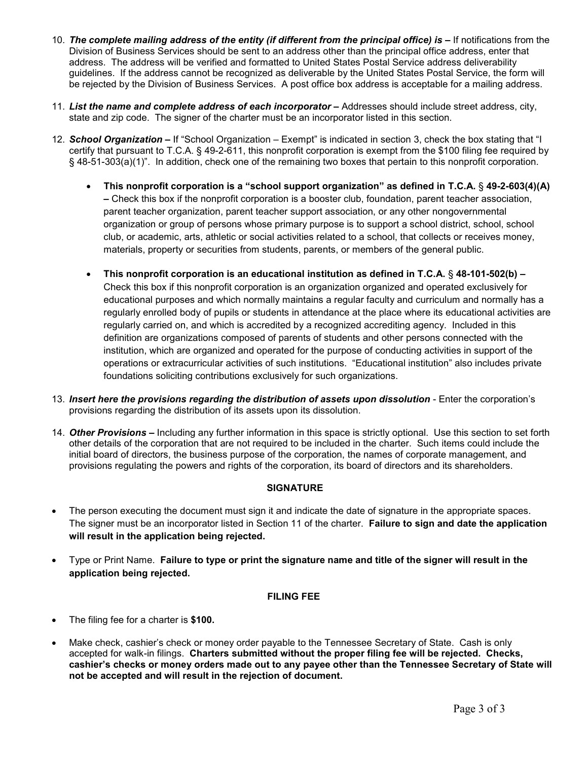10. ***The complete mailing address of the entity (if different from the principal office) is –*** If notifications from the Division of Business Services should be sent to an address other than the principal office address, enter that address. The address will be verified and formatted to United States Postal Service address deliverability guidelines. If the address cannot be recognized as deliverable by the United States Postal Service, the form will be rejected by the Division of Business Services. A post office box address is acceptable for a mailing address.

11. ***List the name and complete address of each incorporator –*** Addresses should include street address, city, state and zip code. The signer of the charter must be an incorporator listed in this section.

12. ***School Organization –*** If "School Organization – Exempt" is indicated in section 3, check the box stating that "I certify that pursuant to T.C.A. § 49-2-611, this nonprofit corporation is exempt from the $100 filing fee required by § 48-51-303(a)(1)". In addition, check one of the remaining two boxes that pertain to this nonprofit corporation.

    - **This nonprofit corporation is a "school support organization" as defined in T.C.A. § 49-2-603(4)(A) –** Check this box if the nonprofit corporation is a booster club, foundation, parent teacher association, parent teacher organization, parent teacher support association, or any other nongovernmental organization or group of persons whose primary purpose is to support a school district, school, school club, or academic, arts, athletic or social activities related to a school, that collects or receives money, materials, property or securities from students, parents, or members of the general public.

    - **This nonprofit corporation is an educational institution as defined in T.C.A. § 48-101-502(b) –** Check this box if this nonprofit corporation is an organization organized and operated exclusively for educational purposes and which normally maintains a regular faculty and curriculum and normally has a regularly enrolled body of pupils or students in attendance at the place where its educational activities are regularly carried on, and which is accredited by a recognized accrediting agency. Included in this definition are organizations composed of parents of students and other persons connected with the institution, which are organized and operated for the purpose of conducting activities in support of the operations or extracurricular activities of such institutions. "Educational institution" also includes private foundations soliciting contributions exclusively for such organizations.

13. ***Insert here the provisions regarding the distribution of assets upon dissolution*** - Enter the corporation's provisions regarding the distribution of its assets upon its dissolution.

14. ***Other Provisions –*** Including any further information in this space is strictly optional. Use this section to set forth other details of the corporation that are not required to be included in the charter. Such items could include the initial board of directors, the business purpose of the corporation, the names of corporate management, and provisions regulating the powers and rights of the corporation, its board of directors and its shareholders.

## SIGNATURE

- The person executing the document must sign it and indicate the date of signature in the appropriate spaces. The signer must be an incorporator listed in Section 11 of the charter. **Failure to sign and date the application will result in the application being rejected.**

- Type or Print Name. **Failure to type or print the signature name and title of the signer will result in the application being rejected.**

## FILING FEE

- The filing fee for a charter is **$100.**

- Make check, cashier's check or money order payable to the Tennessee Secretary of State. Cash is only accepted for walk-in filings. **Charters submitted without the proper filing fee will be rejected. Checks, cashier's checks or money orders made out to any payee other than the Tennessee Secretary of State will not be accepted and will result in the rejection of document.**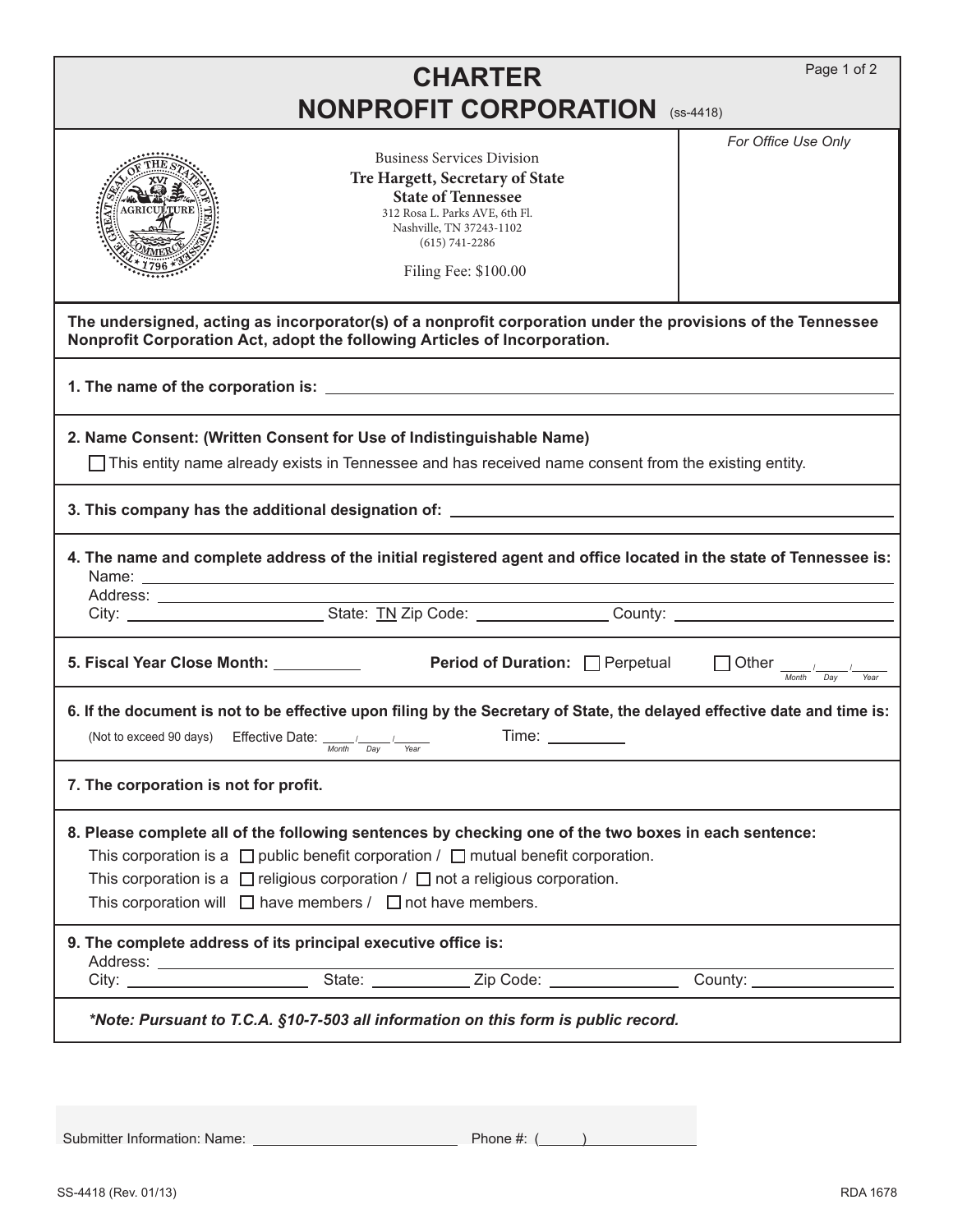# CHARTER NONPROFIT CORPORATION (ss-4418)

*For Office Use Only*

Business Services Division
**Tre Hargett, Secretary of State**
**State of Tennessee**
312 Rosa L. Parks AVE, 6th Fl.
Nashville, TN 37243-1102
(615) 741-2286

Filing Fee: $100.00

**The undersigned, acting as incorporator(s) of a nonprofit corporation under the provisions of the Tennessee Nonprofit Corporation Act, adopt the following Articles of Incorporation.**

**1. The name of the corporation is:** ______________________________

**2. Name Consent: (Written Consent for Use of Indistinguishable Name)**

☐ This entity name already exists in Tennessee and has received name consent from the existing entity.

**3. This company has the additional designation of:** ______________________________

**4. The name and complete address of the initial registered agent and office located in the state of Tennessee is:**

Name: ______________________________
Address: ______________________________
City: ______________ State: TN Zip Code: ______________ County: ______________

**5. Fiscal Year Close Month:** __________ **Period of Duration:** ☐ Perpetual ☐ Other ____/____/____ (Month Day Year)

**6. If the document is not to be effective upon filing by the Secretary of State, the delayed effective date and time is:**

(Not to exceed 90 days) Effective Date: ____/____/____ (Month Day Year) Time: __________

**7. The corporation is not for profit.**

**8. Please complete all of the following sentences by checking one of the two boxes in each sentence:**

This corporation is a ☐ public benefit corporation / ☐ mutual benefit corporation.
This corporation is a ☐ religious corporation / ☐ not a religious corporation.
This corporation will ☐ have members / ☐ not have members.

**9. The complete address of its principal executive office is:**

Address: ______________________________
City: ______________ State: ______________ Zip Code: ______________ County: ______________

***Note: Pursuant to T.C.A. §10-7-503 all information on this form is public record.***

Submitter Information: Name: ______________________ Phone #: (      ) ______________

SS-4418 (Rev. 01/13) RDA 1678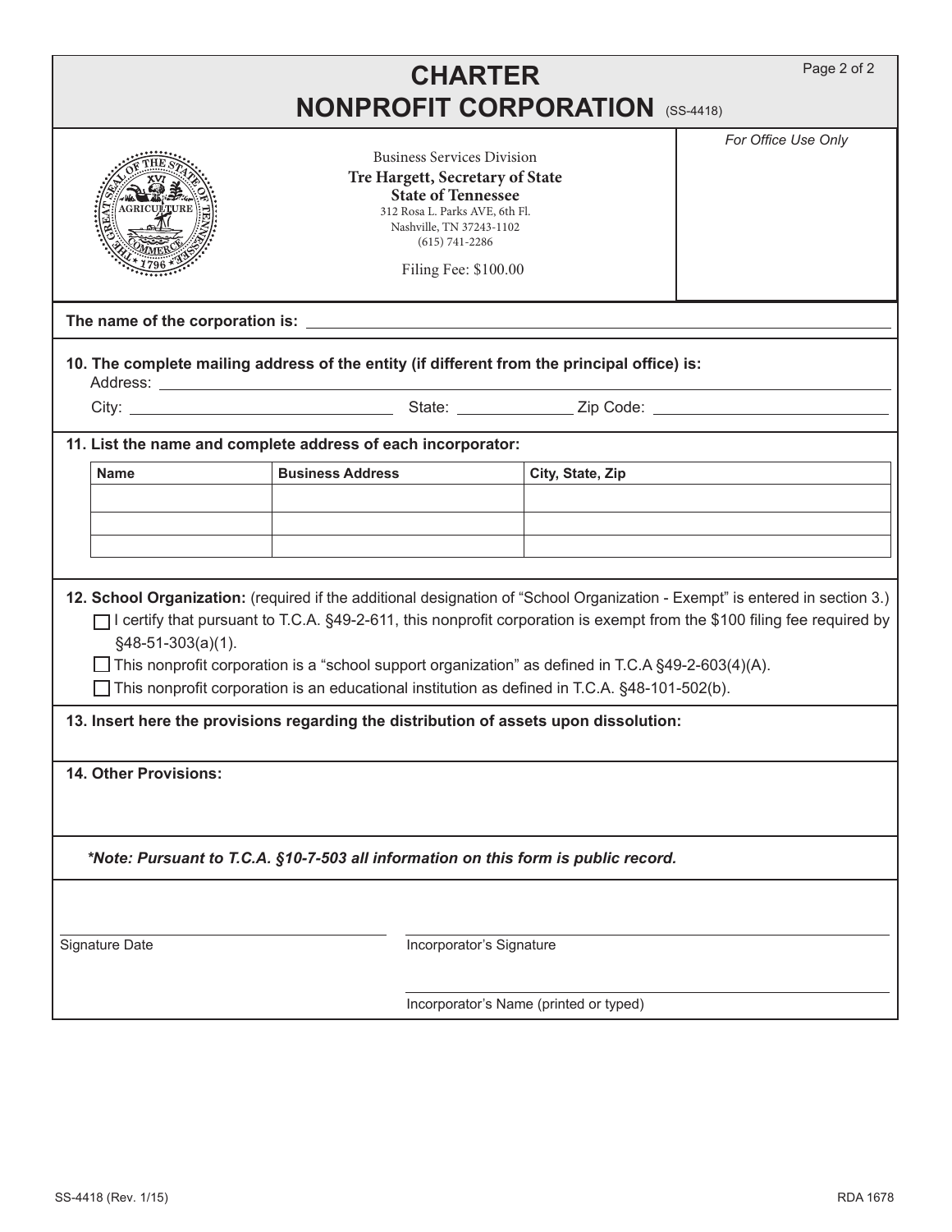# CHARTER NONPROFIT CORPORATION (SS-4418)

*For Office Use Only*

Business Services Division
**Tre Hargett, Secretary of State**
**State of Tennessee**
312 Rosa L. Parks AVE, 6th Fl.
Nashville, TN 37243-1102
(615) 741-2286

Filing Fee: $100.00

**The name of the corporation is:** ______________________________

**10. The complete mailing address of the entity (if different from the principal office) is:**

Address: ______________________________

City: ______________ State: __________ Zip Code: ______________

**11. List the name and complete address of each incorporator:**

| Name | Business Address | City, State, Zip |
|---|---|---|
| | | |
| | | |
| | | |

**12. School Organization:** (required if the additional designation of "School Organization - Exempt" is entered in section 3.)

☐ I certify that pursuant to T.C.A. §49-2-611, this nonprofit corporation is exempt from the $100 filing fee required by §48-51-303(a)(1).

☐ This nonprofit corporation is a "school support organization" as defined in T.C.A §49-2-603(4)(A).

☐ This nonprofit corporation is an educational institution as defined in T.C.A. §48-101-502(b).

**13. Insert here the provisions regarding the distribution of assets upon dissolution:**

**14. Other Provisions:**

***\*Note: Pursuant to T.C.A. §10-7-503 all information on this form is public record.***

______________________________ Signature Date

______________________________ Incorporator's Signature

______________________________ Incorporator's Name (printed or typed)

SS-4418 (Rev. 1/15) RDA 1678